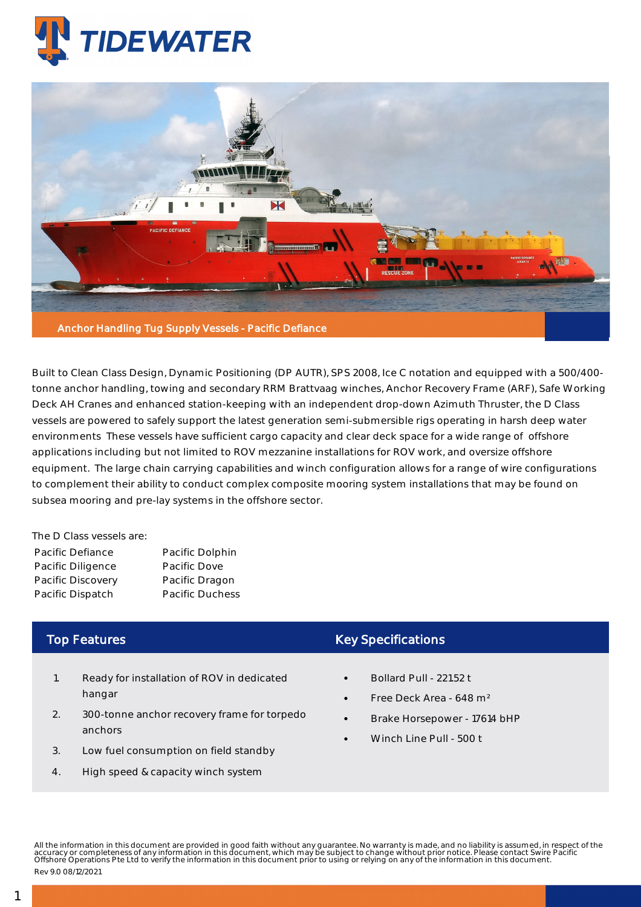# TIDEWATER

Anchor Handling Tug Supply Vessels - Pacific Defiance

Built to Clean Class Design, Dynamic Positioning (DP AUTR), SPS 2008, Ice C notation and equipped with a 500/400-tonne anchor handling, towing and secondary RRM Brattvaag winches, Anchor Recovery Frame (ARF), Safe Working Deck AH Cranes and enhanced station-keeping with an independent drop-down Azimuth Thruster, the D Class vessels are powered to safely support the latest generation semi-submersible rigs operating in harsh deep water environments These vessels have sufficient cargo capacity and clear deck space for a wide range of offshore applications including but not limited to ROV mezzanine installations for ROV work, and oversize offshore equipment. The large chain carrying capabilities and winch configuration allows for a range of wire configurations to complement their ability to conduct complex composite mooring system installations that may be found on subsea mooring and pre-lay systems in the offshore sector.

The D Class vessels are:

| | |
|---|---|
| Pacific Defiance | Pacific Dolphin |
| Pacific Diligence | Pacific Dove |
| Pacific Discovery | Pacific Dragon |
| Pacific Dispatch | Pacific Duchess |

## Top Features

1. Ready for installation of ROV in dedicated hangar
2. 300-tonne anchor recovery frame for torpedo anchors
3. Low fuel consumption on field standby
4. High speed & capacity winch system

## Key Specifications

- Bollard Pull - 221.52 t
- Free Deck Area - 648 m²
- Brake Horsepower - 17614 bHP
- Winch Line Pull - 500 t

All the information in this document are provided in good faith without any guarantee. No warranty is made, and no liability is assumed, in respect of the accuracy or completeness of any information in this document, which may be subject to change without prior notice. Please contact Swire Pacific Offshore Operations Pte Ltd to verify the information in this document prior to using or relying on any of the information in this document.

Rev 9.0 08/12/2021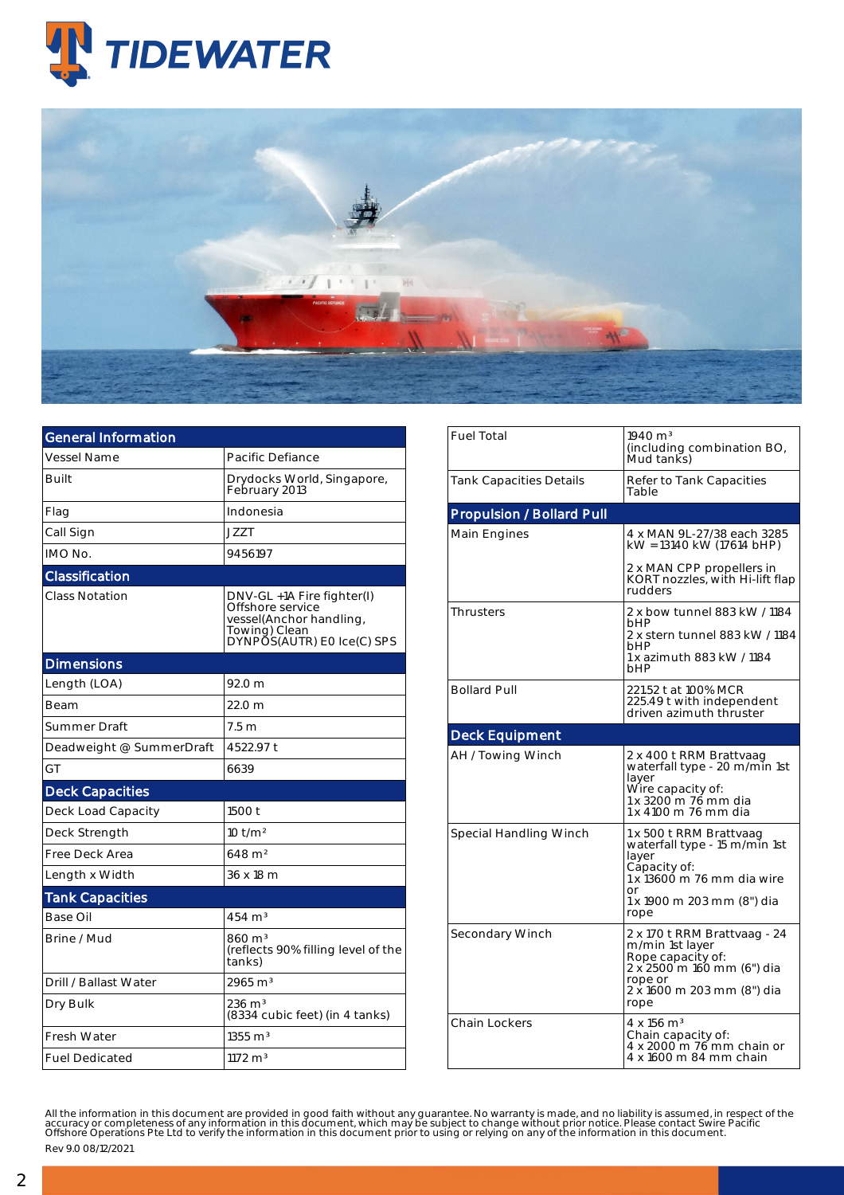TIDEWATER

| General Information | |
|---|---|
| Vessel Name | Pacific Defiance |
| Built | Drydocks World, Singapore, February 2013 |
| Flag | Indonesia |
| Call Sign | JZZT |
| IMO No. | 9456197 |

| Classification | |
|---|---|
| Class Notation | DNV-GL +1A Fire fighter(I) Offshore service vessel(Anchor handling, Towing) Clean DYNPOS(AUTR) E0 Ice(C) SPS |

| Dimensions | |
|---|---|
| Length (LOA) | 92.0 m |
| Beam | 22.0 m |
| Summer Draft | 7.5 m |
| Deadweight @ SummerDraft | 4522.97 t |
| GT | 6639 |

| Deck Capacities | |
|---|---|
| Deck Load Capacity | 1500 t |
| Deck Strength | 10 t/m² |
| Free Deck Area | 648 m² |
| Length x Width | 36 x 18 m |

| Tank Capacities | |
|---|---|
| Base Oil | 454 m³ |
| Brine / Mud | 860 m³ (reflects 90% filling level of the tanks) |
| Drill / Ballast Water | 2965 m³ |
| Dry Bulk | 236 m³ (8334 cubic feet) (in 4 tanks) |
| Fresh Water | 1355 m³ |
| Fuel Dedicated | 1172 m³ |
| Fuel Total | 1940 m³ (including combination BO, Mud tanks) |
| Tank Capacities Details | Refer to Tank Capacities Table |

| Propulsion / Bollard Pull | |
|---|---|
| Main Engines | 4 x MAN 9L-27/38 each 3285 kW = 13140 kW (17614 bHP)<br>2 x MAN CPP propellers in KORT nozzles, with Hi-lift flap rudders |
| Thrusters | 2 x bow tunnel 883 kW / 1184 bHP<br>2 x stern tunnel 883 kW / 1184 bHP<br>1 x azimuth 883 kW / 1184 bHP |
| Bollard Pull | 221.52 t at 100% MCR<br>225.49 t with independent driven azimuth thruster |

| Deck Equipment | |
|---|---|
| AH / Towing Winch | 2 x 400 t RRM Brattvaag waterfall type - 20 m/min 1st layer<br>Wire capacity of:<br>1 x 3200 m 76 mm dia<br>1 x 4100 m 76 mm dia |
| Special Handling Winch | 1 x 500 t RRM Brattvaag waterfall type - 15 m/min 1st layer<br>Capacity of:<br>1 x 13600 m 76 mm dia wire or<br>1 x 1900 m 203 mm (8") dia rope |
| Secondary Winch | 2 x 170 t RRM Brattvaag - 24 m/min 1st layer<br>Rope capacity of:<br>2 x 2500 m 160 mm (6") dia rope or<br>2 x 1600 m 203 mm (8") dia rope |
| Chain Lockers | 4 x 156 m³<br>Chain capacity of:<br>4 x 2000 m 76 mm chain or<br>4 x 1600 m 84 mm chain |

All the information in this document are provided in good faith without any guarantee. No warranty is made, and no liability is assumed, in respect of the accuracy or completeness of any information in this document, which may be subject to change without prior notice. Please contact Swire Pacific Offshore Operations Pte Ltd to verify the information in this document prior to using or relying on any of the information in this document.

Rev 9.0 08/12/2021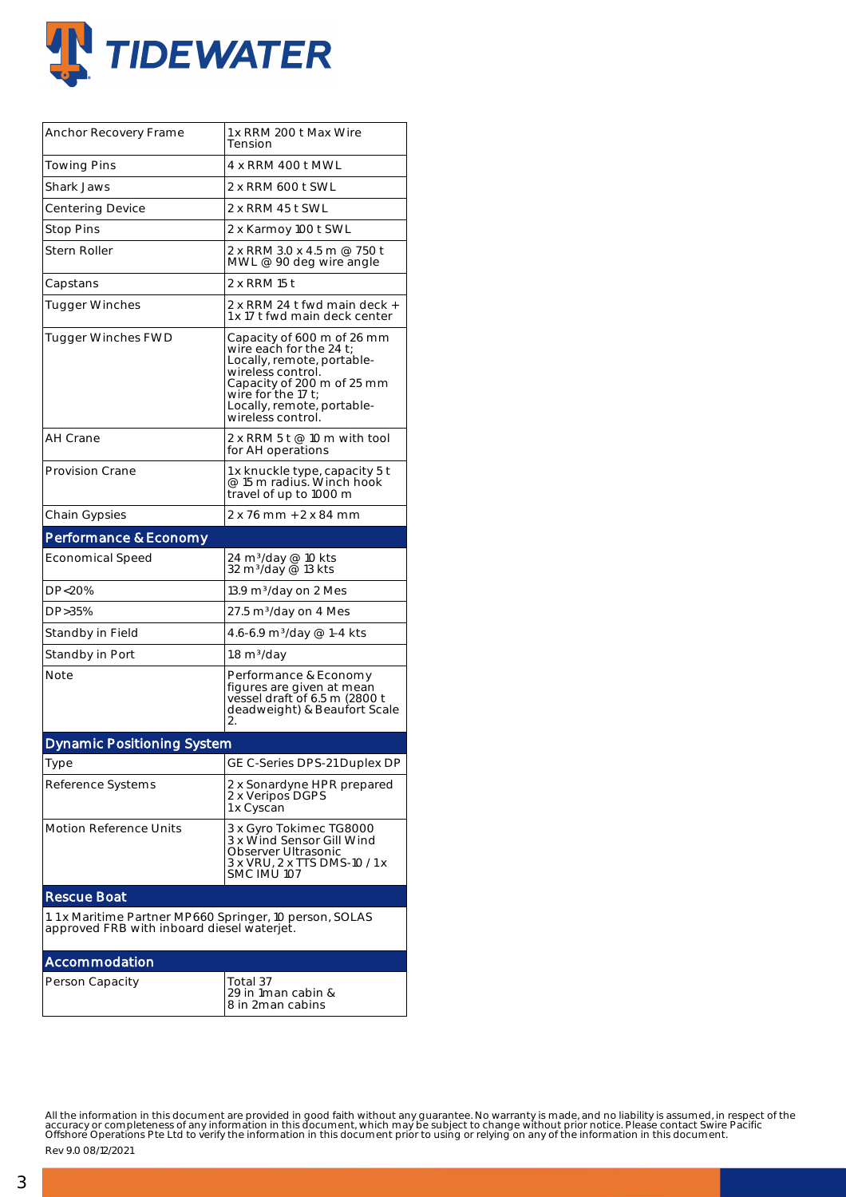| | |
|---|---|
| Anchor Recovery Frame | 1x RRM 200 t Max Wire Tension |
| Towing Pins | 4 x RRM 400 t MWL |
| Shark Jaws | 2 x RRM 600 t SWL |
| Centering Device | 2 x RRM 45 t SWL |
| Stop Pins | 2 x Karmoy 100 t SWL |
| Stern Roller | 2 x RRM 3.0 x 4.5 m @ 750 t MWL @ 90 deg wire angle |
| Capstans | 2 x RRM 15 t |
| Tugger Winches | 2 x RRM 24 t fwd main deck + 1x 17 t fwd main deck center |
| Tugger Winches FWD | Capacity of 600 m of 26 mm wire each for the 24 t; Locally, remote, portable-wireless control. Capacity of 200 m of 25 mm wire for the 17 t; Locally, remote, portable-wireless control. |
| AH Crane | 2 x RRM 5 t @ 10 m with tool for AH operations |
| Provision Crane | 1x knuckle type, capacity 5 t @ 15 m radius. Winch hook travel of up to 1000 m |
| Chain Gypsies | 2 x 76 mm + 2 x 84 mm |

## Performance & Economy

| | |
|---|---|
| Economical Speed | 24 $m^3$/day @ 10 kts<br>32 $m^3$/day @ 13 kts |
| DP<20% | 13.9 $m^3$/day on 2 Mes |
| DP>35% | 27.5 $m^3$/day on 4 Mes |
| Standby in Field | 4.6-6.9 $m^3$/day @ 1-4 kts |
| Standby in Port | 1.8 $m^3$/day |
| Note | Performance & Economy figures are given at mean vessel draft of 6.5 m (2800 t deadweight) & Beaufort Scale 2. |

## Dynamic Positioning System

| | |
|---|---|
| Type | GE C-Series DPS-21 Duplex DP |
| Reference Systems | 2 x Sonardyne HPR prepared<br>2 x Veripos DGPS<br>1x Cyscan |
| Motion Reference Units | 3 x Gyro Tokimec TG8000<br>3 x Wind Sensor Gill Wind Observer Ultrasonic<br>3 x VRU, 2 x TTS DMS-10 / 1 x SMC IMU 107 |

## Rescue Boat

1. 1 x Maritime Partner MP660 Springer, 10 person, SOLAS approved FRB with inboard diesel waterjet.

## Accommodation

| | |
|---|---|
| Person Capacity | Total 37<br>29 in 1man cabin &<br>8 in 2man cabins |

All the information in this document are provided in good faith without any guarantee. No warranty is made, and no liability is assumed, in respect of the accuracy or completeness of any information in this document, which may be subject to change without prior notice. Please contact Swire Pacific Offshore Operations Pte Ltd to verify the information in this document prior to using or relying on any of the information in this document.

Rev 9.0 08/12/2021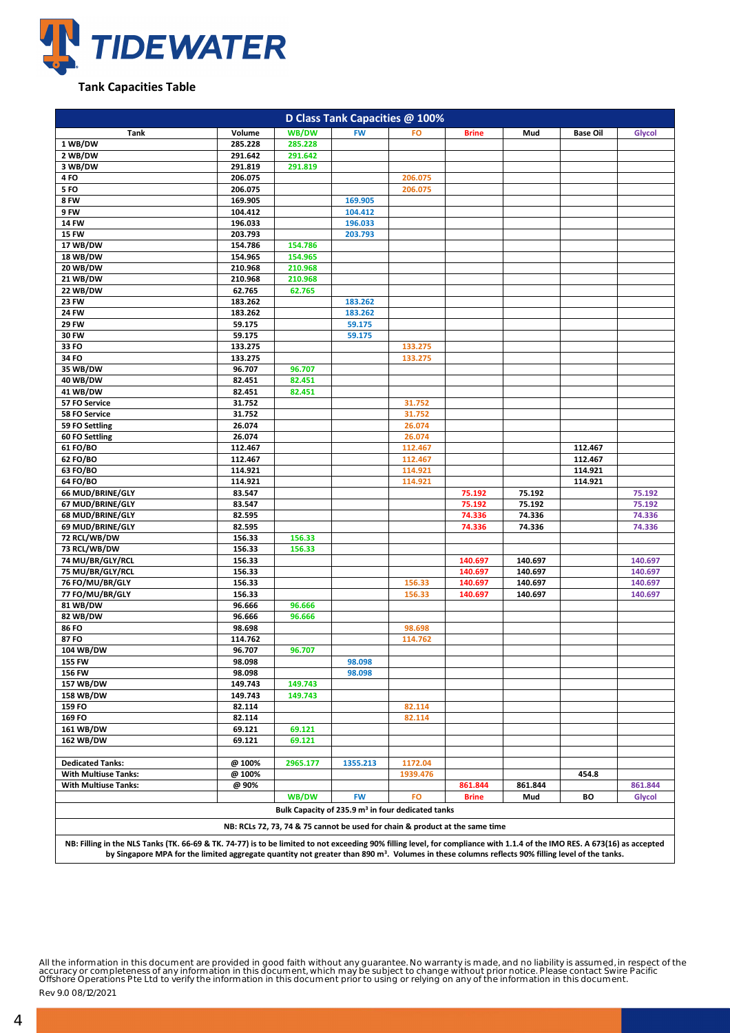# TIDEWATER

**Tank Capacities Table**

| D Class Tank Capacities @ 100% | | | | | | | | |
|---|---|---|---|---|---|---|---|---|
| **Tank** | **Volume** | **WB/DW** | **FW** | **FO** | **Brine** | **Mud** | **Base Oil** | **Glycol** |
| 1 WB/DW | 285.228 | 285.228 | | | | | | |
| 2 WB/DW | 291.642 | 291.642 | | | | | | |
| 3 WB/DW | 291.819 | 291.819 | | | | | | |
| 4 FO | 206.075 | | | 206.075 | | | | |
| 5 FO | 206.075 | | | 206.075 | | | | |
| 8 FW | 169.905 | | 169.905 | | | | | |
| 9 FW | 104.412 | | 104.412 | | | | | |
| 14 FW | 196.033 | | 196.033 | | | | | |
| 15 FW | 203.793 | | 203.793 | | | | | |
| 17 WB/DW | 154.786 | 154.786 | | | | | | |
| 18 WB/DW | 154.965 | 154.965 | | | | | | |
| 20 WB/DW | 210.968 | 210.968 | | | | | | |
| 21 WB/DW | 210.968 | 210.968 | | | | | | |
| 22 WB/DW | 62.765 | 62.765 | | | | | | |
| 23 FW | 183.262 | | 183.262 | | | | | |
| 24 FW | 183.262 | | 183.262 | | | | | |
| 29 FW | 59.175 | | 59.175 | | | | | |
| 30 FW | 59.175 | | 59.175 | | | | | |
| 33 FO | 133.275 | | | 133.275 | | | | |
| 34 FO | 133.275 | | | 133.275 | | | | |
| 35 WB/DW | 96.707 | 96.707 | | | | | | |
| 40 WB/DW | 82.451 | 82.451 | | | | | | |
| 41 WB/DW | 82.451 | 82.451 | | | | | | |
| 57 FO Service | 31.752 | | | 31.752 | | | | |
| 58 FO Service | 31.752 | | | 31.752 | | | | |
| 59 FO Settling | 26.074 | | | 26.074 | | | | |
| 60 FO Settling | 26.074 | | | 26.074 | | | | |
| 61 FO/BO | 112.467 | | | 112.467 | | | 112.467 | |
| 62 FO/BO | 112.467 | | | 112.467 | | | 112.467 | |
| 63 FO/BO | 114.921 | | | 114.921 | | | 114.921 | |
| 64 FO/BO | 114.921 | | | 114.921 | | | 114.921 | |
| 66 MUD/BRINE/GLY | 83.547 | | | | 75.192 | 75.192 | | 75.192 |
| 67 MUD/BRINE/GLY | 83.547 | | | | 75.192 | 75.192 | | 75.192 |
| 68 MUD/BRINE/GLY | 82.595 | | | | 74.336 | 74.336 | | 74.336 |
| 69 MUD/BRINE/GLY | 82.595 | | | | 74.336 | 74.336 | | 74.336 |
| 72 RCL/WB/DW | 156.33 | 156.33 | | | | | | |
| 73 RCL/WB/DW | 156.33 | 156.33 | | | | | | |
| 74 MU/BR/GLY/RCL | 156.33 | | | | 140.697 | 140.697 | | 140.697 |
| 75 MU/BR/GLY/RCL | 156.33 | | | | 140.697 | 140.697 | | 140.697 |
| 76 FO/MU/BR/GLY | 156.33 | | | 156.33 | 140.697 | 140.697 | | 140.697 |
| 77 FO/MU/BR/GLY | 156.33 | | | 156.33 | 140.697 | 140.697 | | 140.697 |
| 81 WB/DW | 96.666 | 96.666 | | | | | | |
| 82 WB/DW | 96.666 | 96.666 | | | | | | |
| 86 FO | 98.698 | | | 98.698 | | | | |
| 87 FO | 114.762 | | | 114.762 | | | | |
| 104 WB/DW | 96.707 | 96.707 | | | | | | |
| 155 FW | 98.098 | | 98.098 | | | | | |
| 156 FW | 98.098 | | 98.098 | | | | | |
| 157 WB/DW | 149.743 | 149.743 | | | | | | |
| 158 WB/DW | 149.743 | 149.743 | | | | | | |
| 159 FO | 82.114 | | | 82.114 | | | | |
| 169 FO | 82.114 | | | 82.114 | | | | |
| 161 WB/DW | 69.121 | 69.121 | | | | | | |
| 162 WB/DW | 69.121 | 69.121 | | | | | | |
| | | | | | | | | |
| **Dedicated Tanks:** | @ 100% | 2965.177 | 1355.213 | 1172.04 | | | | |
| **With Multiuse Tanks:** | @ 100% | | | 1939.476 | | | 454.8 | |
| **With Multiuse Tanks:** | @ 90% | | | | 861.844 | 861.844 | | 861.844 |
| | | **WB/DW** | **FW** | **FO** | **Brine** | **Mud** | **BO** | **Glycol** |

**Bulk Capacity of 235.9 m³ in four dedicated tanks**

**NB: RCLs 72, 73, 74 & 75 cannot be used for chain & product at the same time**

**NB: Filling in the NLS Tanks (TK. 66-69 & TK. 74-77) is to be limited to not exceeding 90% filling level, for compliance with 1.1.4 of the IMO RES. A 673(16) as accepted by Singapore MPA for the limited aggregate quantity not greater than 890 m³. Volumes in these columns reflects 90% filling level of the tanks.**

All the information in this document are provided in good faith without any guarantee. No warranty is made, and no liability is assumed, in respect of the accuracy or completeness of any information in this document, which may be subject to change without prior notice. Please contact Swire Pacific Offshore Operations Pte Ltd to verify the information in this document prior to using or relying on any of the information in this document.

Rev 9.0 08/12/2021